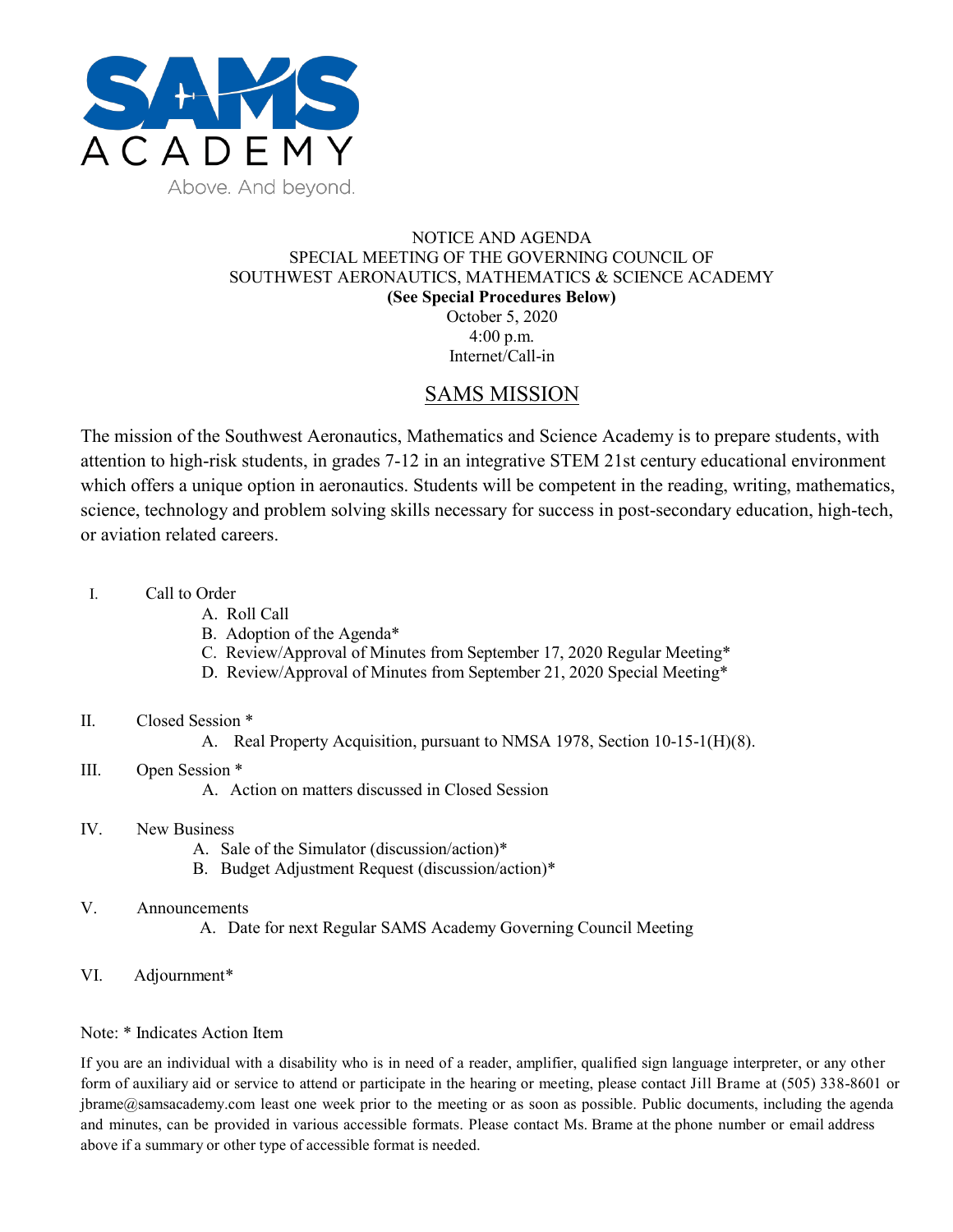SAMS ACADEMY

Above. And beyond.

NOTICE AND AGENDA
SPECIAL MEETING OF THE GOVERNING COUNCIL OF
SOUTHWEST AERONAUTICS, MATHEMATICS & SCIENCE ACADEMY
**(See Special Procedures Below)**
October 5, 2020
4:00 p.m.
Internet/Call-in

## SAMS MISSION

The mission of the Southwest Aeronautics, Mathematics and Science Academy is to prepare students, with attention to high-risk students, in grades 7-12 in an integrative STEM 21st century educational environment which offers a unique option in aeronautics. Students will be competent in the reading, writing, mathematics, science, technology and problem solving skills necessary for success in post-secondary education, high-tech, or aviation related careers.

I. Call to Order
   - A. Roll Call
   - B. Adoption of the Agenda*
   - C. Review/Approval of Minutes from September 17, 2020 Regular Meeting*
   - D. Review/Approval of Minutes from September 21, 2020 Special Meeting*

II. Closed Session *
   - A. Real Property Acquisition, pursuant to NMSA 1978, Section 10-15-1(H)(8).

III. Open Session *
   - A. Action on matters discussed in Closed Session

IV. New Business
   - A. Sale of the Simulator (discussion/action)*
   - B. Budget Adjustment Request (discussion/action)*

V. Announcements
   - A. Date for next Regular SAMS Academy Governing Council Meeting

VI. Adjournment*

Note: * Indicates Action Item

If you are an individual with a disability who is in need of a reader, amplifier, qualified sign language interpreter, or any other form of auxiliary aid or service to attend or participate in the hearing or meeting, please contact Jill Brame at (505) 338-8601 or jbrame@samsacademy.com least one week prior to the meeting or as soon as possible. Public documents, including the agenda and minutes, can be provided in various accessible formats. Please contact Ms. Brame at the phone number or email address above if a summary or other type of accessible format is needed.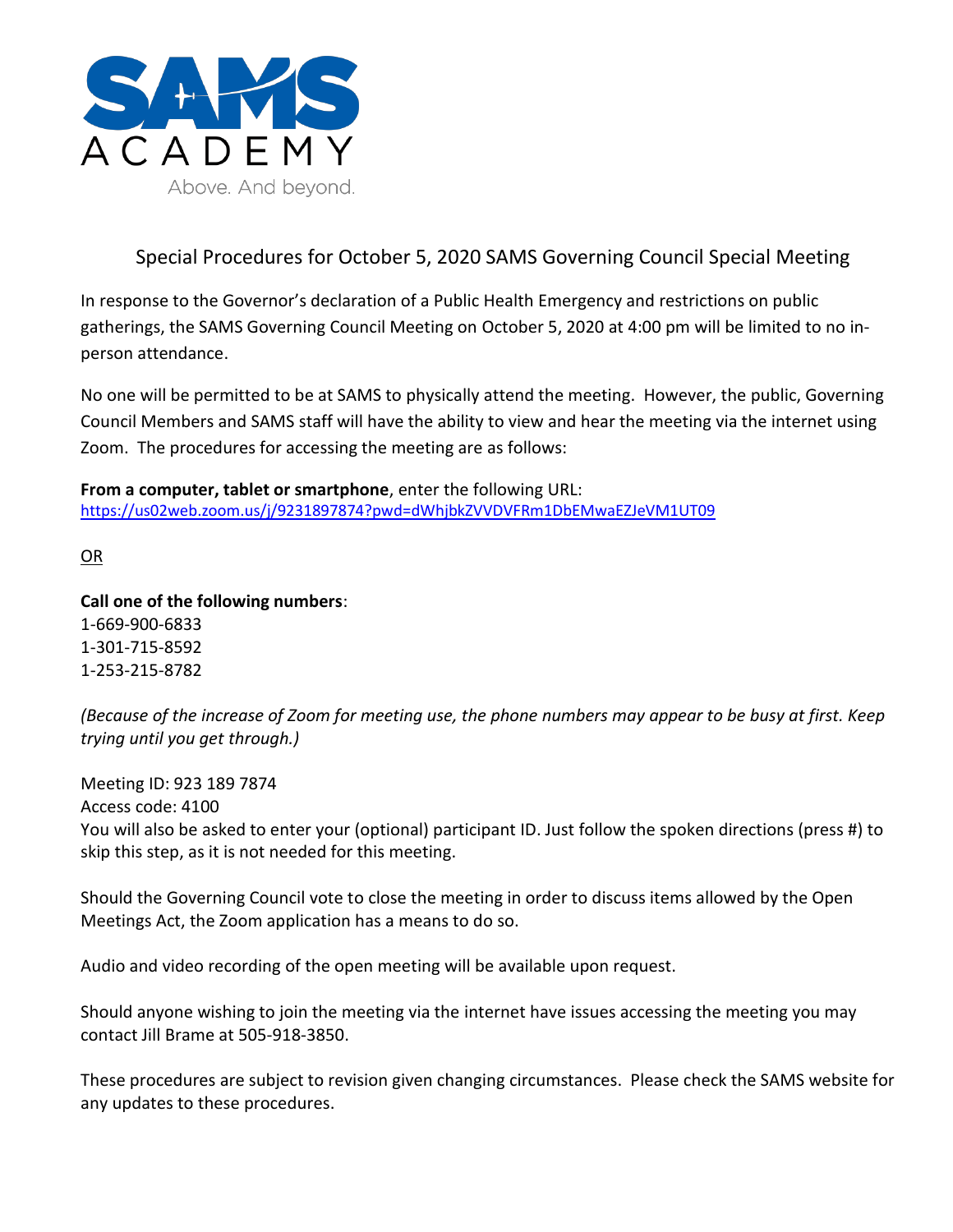SAMS ACADEMY

Above. And beyond.

## Special Procedures for October 5, 2020 SAMS Governing Council Special Meeting

In response to the Governor's declaration of a Public Health Emergency and restrictions on public gatherings, the SAMS Governing Council Meeting on October 5, 2020 at 4:00 pm will be limited to no in-person attendance.

No one will be permitted to be at SAMS to physically attend the meeting. However, the public, Governing Council Members and SAMS staff will have the ability to view and hear the meeting via the internet using Zoom. The procedures for accessing the meeting are as follows:

**From a computer, tablet or smartphone**, enter the following URL:
https://us02web.zoom.us/j/9231897874?pwd=dWhjbkZVVDVFRm1DbEMwaEZJeVM1UT09

OR

**Call one of the following numbers**:
1-669-900-6833
1-301-715-8592
1-253-215-8782

*(Because of the increase of Zoom for meeting use, the phone numbers may appear to be busy at first. Keep trying until you get through.)*

Meeting ID: 923 189 7874
Access code: 4100
You will also be asked to enter your (optional) participant ID. Just follow the spoken directions (press #) to skip this step, as it is not needed for this meeting.

Should the Governing Council vote to close the meeting in order to discuss items allowed by the Open Meetings Act, the Zoom application has a means to do so.

Audio and video recording of the open meeting will be available upon request.

Should anyone wishing to join the meeting via the internet have issues accessing the meeting you may contact Jill Brame at 505-918-3850.

These procedures are subject to revision given changing circumstances. Please check the SAMS website for any updates to these procedures.